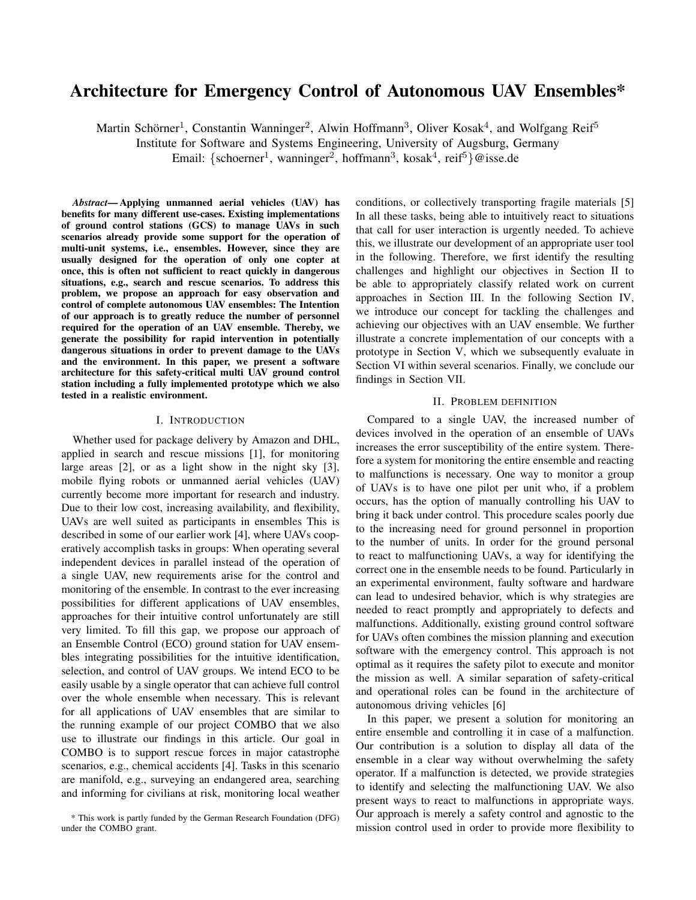# Architecture for Emergency Control of Autonomous UAV Ensembles*

Martin Schörner[1], Constantin Wanninger[2], Alwin Hoffmann[3], Oliver Kosak[4], and Wolfgang Reif[5]
Institute for Software and Systems Engineering, University of Augsburg, Germany
Email: {schoerner[1], wanninger[2], hoffmann[3], kosak[4], reif[5]}@isse.de

***Abstract*— Applying unmanned aerial vehicles (UAV) has benefits for many different use-cases. Existing implementations of ground control stations (GCS) to manage UAVs in such scenarios already provide some support for the operation of multi-unit systems, i.e., ensembles. However, since they are usually designed for the operation of only one copter at once, this is often not sufficient to react quickly in dangerous situations, e.g., search and rescue scenarios. To address this problem, we propose an approach for easy observation and control of complete autonomous UAV ensembles: The Intention of our approach is to greatly reduce the number of personnel required for the operation of an UAV ensemble. Thereby, we generate the possibility for rapid intervention in potentially dangerous situations in order to prevent damage to the UAVs and the environment. In this paper, we present a software architecture for this safety-critical multi UAV ground control station including a fully implemented prototype which we also tested in a realistic environment.**

## I. Introduction

Whether used for package delivery by Amazon and DHL, applied in search and rescue missions [1], for monitoring large areas [2], or as a light show in the night sky [3], mobile flying robots or unmanned aerial vehicles (UAV) currently become more important for research and industry. Due to their low cost, increasing availability, and flexibility, UAVs are well suited as participants in ensembles This is described in some of our earlier work [4], where UAVs cooperatively accomplish tasks in groups: When operating several independent devices in parallel instead of the operation of a single UAV, new requirements arise for the control and monitoring of the ensemble. In contrast to the ever increasing possibilities for different applications of UAV ensembles, approaches for their intuitive control unfortunately are still very limited. To fill this gap, we propose our approach of an Ensemble Control (ECO) ground station for UAV ensembles integrating possibilities for the intuitive identification, selection, and control of UAV groups. We intend ECO to be easily usable by a single operator that can achieve full control over the whole ensemble when necessary. This is relevant for all applications of UAV ensembles that are similar to the running example of our project COMBO that we also use to illustrate our findings in this article. Our goal in COMBO is to support rescue forces in major catastrophe scenarios, e.g., chemical accidents [4]. Tasks in this scenario are manifold, e.g., surveying an endangered area, searching and informing for civilians at risk, monitoring local weather conditions, or collectively transporting fragile materials [5] In all these tasks, being able to intuitively react to situations that call for user interaction is urgently needed. To achieve this, we illustrate our development of an appropriate user tool in the following. Therefore, we first identify the resulting challenges and highlight our objectives in Section II to be able to appropriately classify related work on current approaches in Section III. In the following Section IV, we introduce our concept for tackling the challenges and achieving our objectives with an UAV ensemble. We further illustrate a concrete implementation of our concepts with a prototype in Section V, which we subsequently evaluate in Section VI within several scenarios. Finally, we conclude our findings in Section VII.

## II. Problem definition

Compared to a single UAV, the increased number of devices involved in the operation of an ensemble of UAVs increases the error susceptibility of the entire system. Therefore a system for monitoring the entire ensemble and reacting to malfunctions is necessary. One way to monitor a group of UAVs is to have one pilot per unit who, if a problem occurs, has the option of manually controlling his UAV to bring it back under control. This procedure scales poorly due to the increasing need for ground personnel in proportion to the number of units. In order for the ground personal to react to malfunctioning UAVs, a way for identifying the correct one in the ensemble needs to be found. Particularly in an experimental environment, faulty software and hardware can lead to undesired behavior, which is why strategies are needed to react promptly and appropriately to defects and malfunctions. Additionally, existing ground control software for UAVs often combines the mission planning and execution software with the emergency control. This approach is not optimal as it requires the safety pilot to execute and monitor the mission as well. A similar separation of safety-critical and operational roles can be found in the architecture of autonomous driving vehicles [6]

In this paper, we present a solution for monitoring an entire ensemble and controlling it in case of a malfunction. Our contribution is a solution to display all data of the ensemble in a clear way without overwhelming the safety operator. If a malfunction is detected, we provide strategies to identify and selecting the malfunctioning UAV. We also present ways to react to malfunctions in appropriate ways. Our approach is merely a safety control and agnostic to the mission control used in order to provide more flexibility to

\* This work is partly funded by the German Research Foundation (DFG) under the COMBO grant.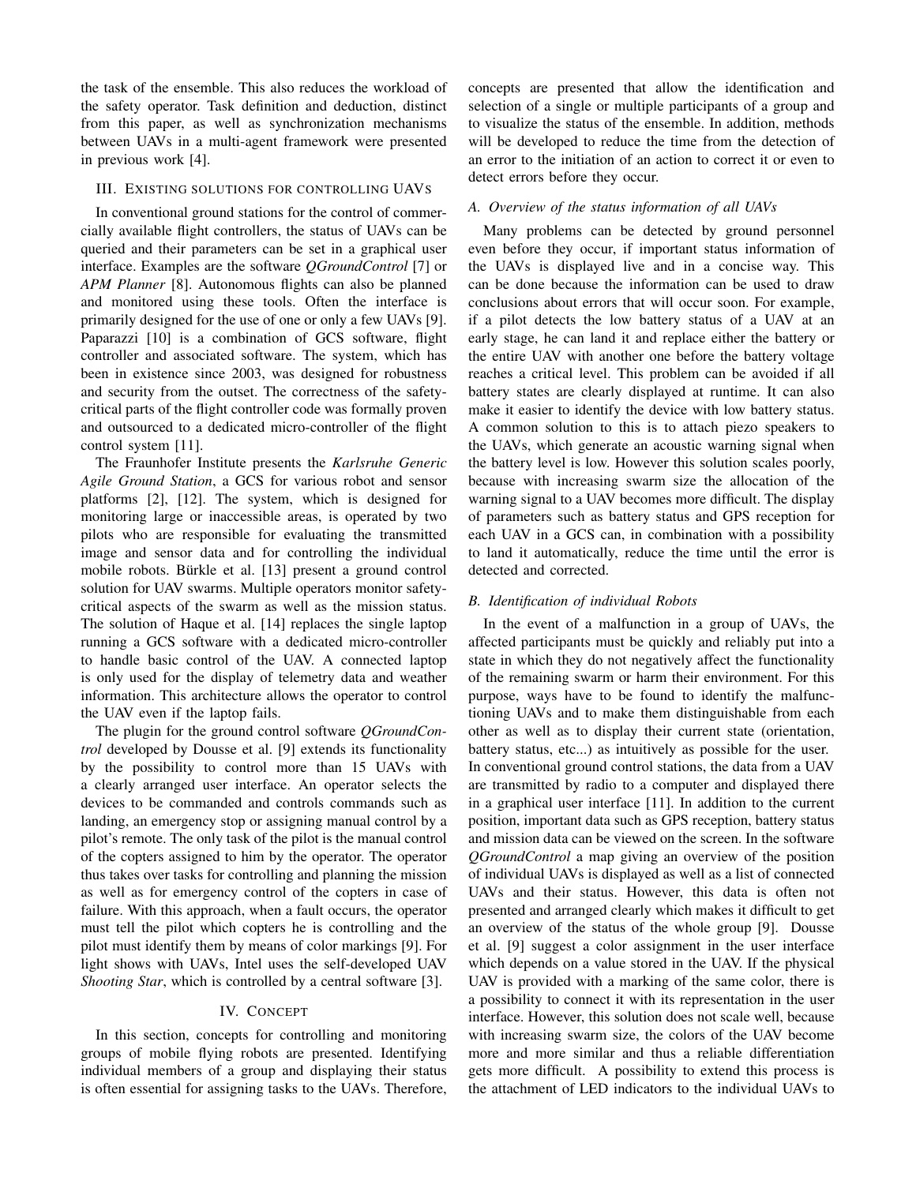the task of the ensemble. This also reduces the workload of the safety operator. Task definition and deduction, distinct from this paper, as well as synchronization mechanisms between UAVs in a multi-agent framework were presented in previous work [4].

## III. Existing solutions for controlling UAVs

In conventional ground stations for the control of commercially available flight controllers, the status of UAVs can be queried and their parameters can be set in a graphical user interface. Examples are the software *QGroundControl* [7] or *APM Planner* [8]. Autonomous flights can also be planned and monitored using these tools. Often the interface is primarily designed for the use of one or only a few UAVs [9]. Paparazzi [10] is a combination of GCS software, flight controller and associated software. The system, which has been in existence since 2003, was designed for robustness and security from the outset. The correctness of the safety-critical parts of the flight controller code was formally proven and outsourced to a dedicated micro-controller of the flight control system [11].

The Fraunhofer Institute presents the *Karlsruhe Generic Agile Ground Station*, a GCS for various robot and sensor platforms [2], [12]. The system, which is designed for monitoring large or inaccessible areas, is operated by two pilots who are responsible for evaluating the transmitted image and sensor data and for controlling the individual mobile robots. Bürkle et al. [13] present a ground control solution for UAV swarms. Multiple operators monitor safety-critical aspects of the swarm as well as the mission status. The solution of Haque et al. [14] replaces the single laptop running a GCS software with a dedicated micro-controller to handle basic control of the UAV. A connected laptop is only used for the display of telemetry data and weather information. This architecture allows the operator to control the UAV even if the laptop fails.

The plugin for the ground control software *QGroundControl* developed by Dousse et al. [9] extends its functionality by the possibility to control more than 15 UAVs with a clearly arranged user interface. An operator selects the devices to be commanded and controls commands such as landing, an emergency stop or assigning manual control by a pilot's remote. The only task of the pilot is the manual control of the copters assigned to him by the operator. The operator thus takes over tasks for controlling and planning the mission as well as for emergency control of the copters in case of failure. With this approach, when a fault occurs, the operator must tell the pilot which copters he is controlling and the pilot must identify them by means of color markings [9]. For light shows with UAVs, Intel uses the self-developed UAV *Shooting Star*, which is controlled by a central software [3].

## IV. Concept

In this section, concepts for controlling and monitoring groups of mobile flying robots are presented. Identifying individual members of a group and displaying their status is often essential for assigning tasks to the UAVs. Therefore, concepts are presented that allow the identification and selection of a single or multiple participants of a group and to visualize the status of the ensemble. In addition, methods will be developed to reduce the time from the detection of an error to the initiation of an action to correct it or even to detect errors before they occur.

### A. Overview of the status information of all UAVs

Many problems can be detected by ground personnel even before they occur, if important status information of the UAVs is displayed live and in a concise way. This can be done because the information can be used to draw conclusions about errors that will occur soon. For example, if a pilot detects the low battery status of a UAV at an early stage, he can land it and replace either the battery or the entire UAV with another one before the battery voltage reaches a critical level. This problem can be avoided if all battery states are clearly displayed at runtime. It can also make it easier to identify the device with low battery status. A common solution to this is to attach piezo speakers to the UAVs, which generate an acoustic warning signal when the battery level is low. However this solution scales poorly, because with increasing swarm size the allocation of the warning signal to a UAV becomes more difficult. The display of parameters such as battery status and GPS reception for each UAV in a GCS can, in combination with a possibility to land it automatically, reduce the time until the error is detected and corrected.

### B. Identification of individual Robots

In the event of a malfunction in a group of UAVs, the affected participants must be quickly and reliably put into a state in which they do not negatively affect the functionality of the remaining swarm or harm their environment. For this purpose, ways have to be found to identify the malfunctioning UAVs and to make them distinguishable from each other as well as to display their current state (orientation, battery status, etc...) as intuitively as possible for the user. In conventional ground control stations, the data from a UAV are transmitted by radio to a computer and displayed there in a graphical user interface [11]. In addition to the current position, important data such as GPS reception, battery status and mission data can be viewed on the screen. In the software *QGroundControl* a map giving an overview of the position of individual UAVs is displayed as well as a list of connected UAVs and their status. However, this data is often not presented and arranged clearly which makes it difficult to get an overview of the status of the whole group [9]. Dousse et al. [9] suggest a color assignment in the user interface which depends on a value stored in the UAV. If the physical UAV is provided with a marking of the same color, there is a possibility to connect it with its representation in the user interface. However, this solution does not scale well, because with increasing swarm size, the colors of the UAV become more and more similar and thus a reliable differentiation gets more difficult. A possibility to extend this process is the attachment of LED indicators to the individual UAVs to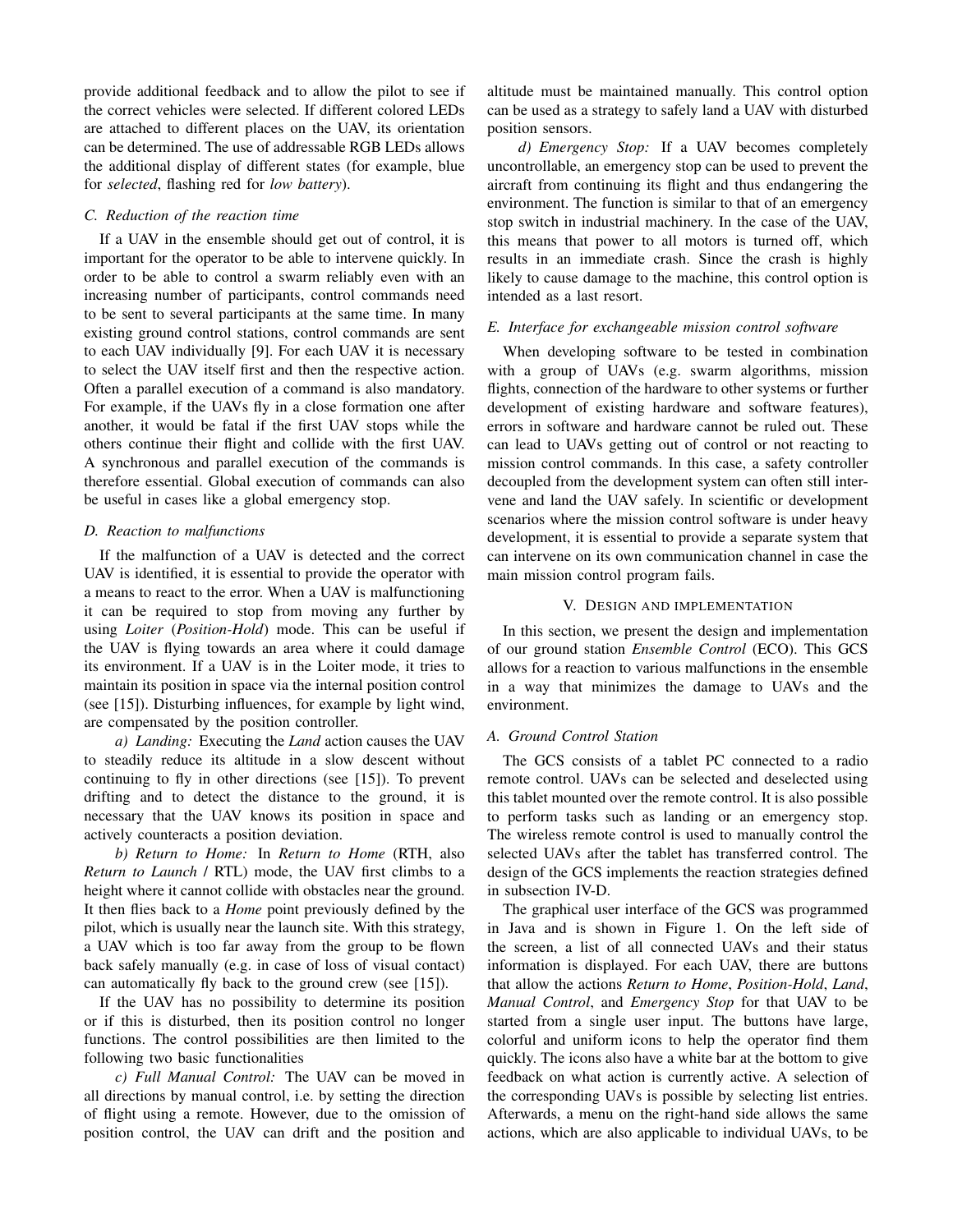provide additional feedback and to allow the pilot to see if the correct vehicles were selected. If different colored LEDs are attached to different places on the UAV, its orientation can be determined. The use of addressable RGB LEDs allows the additional display of different states (for example, blue for *selected*, flashing red for *low battery*).

### *C. Reduction of the reaction time*

If a UAV in the ensemble should get out of control, it is important for the operator to be able to intervene quickly. In order to be able to control a swarm reliably even with an increasing number of participants, control commands need to be sent to several participants at the same time. In many existing ground control stations, control commands are sent to each UAV individually [9]. For each UAV it is necessary to select the UAV itself first and then the respective action. Often a parallel execution of a command is also mandatory. For example, if the UAVs fly in a close formation one after another, it would be fatal if the first UAV stops while the others continue their flight and collide with the first UAV. A synchronous and parallel execution of the commands is therefore essential. Global execution of commands can also be useful in cases like a global emergency stop.

### *D. Reaction to malfunctions*

If the malfunction of a UAV is detected and the correct UAV is identified, it is essential to provide the operator with a means to react to the error. When a UAV is malfunctioning it can be required to stop from moving any further by using *Loiter* (*Position-Hold*) mode. This can be useful if the UAV is flying towards an area where it could damage its environment. If a UAV is in the Loiter mode, it tries to maintain its position in space via the internal position control (see [15]). Disturbing influences, for example by light wind, are compensated by the position controller.

*a) Landing:* Executing the *Land* action causes the UAV to steadily reduce its altitude in a slow descent without continuing to fly in other directions (see [15]). To prevent drifting and to detect the distance to the ground, it is necessary that the UAV knows its position in space and actively counteracts a position deviation.

*b) Return to Home:* In *Return to Home* (RTH, also *Return to Launch* / RTL) mode, the UAV first climbs to a height where it cannot collide with obstacles near the ground. It then flies back to a *Home* point previously defined by the pilot, which is usually near the launch site. With this strategy, a UAV which is too far away from the group to be flown back safely manually (e.g. in case of loss of visual contact) can automatically fly back to the ground crew (see [15]).

If the UAV has no possibility to determine its position or if this is disturbed, then its position control no longer functions. The control possibilities are then limited to the following two basic functionalities

*c) Full Manual Control:* The UAV can be moved in all directions by manual control, i.e. by setting the direction of flight using a remote. However, due to the omission of position control, the UAV can drift and the position and altitude must be maintained manually. This control option can be used as a strategy to safely land a UAV with disturbed position sensors.

*d) Emergency Stop:* If a UAV becomes completely uncontrollable, an emergency stop can be used to prevent the aircraft from continuing its flight and thus endangering the environment. The function is similar to that of an emergency stop switch in industrial machinery. In the case of the UAV, this means that power to all motors is turned off, which results in an immediate crash. Since the crash is highly likely to cause damage to the machine, this control option is intended as a last resort.

### *E. Interface for exchangeable mission control software*

When developing software to be tested in combination with a group of UAVs (e.g. swarm algorithms, mission flights, connection of the hardware to other systems or further development of existing hardware and software features), errors in software and hardware cannot be ruled out. These can lead to UAVs getting out of control or not reacting to mission control commands. In this case, a safety controller decoupled from the development system can often still intervene and land the UAV safely. In scientific or development scenarios where the mission control software is under heavy development, it is essential to provide a separate system that can intervene on its own communication channel in case the main mission control program fails.

## V. Design and implementation

In this section, we present the design and implementation of our ground station *Ensemble Control* (ECO). This GCS allows for a reaction to various malfunctions in the ensemble in a way that minimizes the damage to UAVs and the environment.

### *A. Ground Control Station*

The GCS consists of a tablet PC connected to a radio remote control. UAVs can be selected and deselected using this tablet mounted over the remote control. It is also possible to perform tasks such as landing or an emergency stop. The wireless remote control is used to manually control the selected UAVs after the tablet has transferred control. The design of the GCS implements the reaction strategies defined in subsection IV-D.

The graphical user interface of the GCS was programmed in Java and is shown in Figure 1. On the left side of the screen, a list of all connected UAVs and their status information is displayed. For each UAV, there are buttons that allow the actions *Return to Home*, *Position-Hold*, *Land*, *Manual Control*, and *Emergency Stop* for that UAV to be started from a single user input. The buttons have large, colorful and uniform icons to help the operator find them quickly. The icons also have a white bar at the bottom to give feedback on what action is currently active. A selection of the corresponding UAVs is possible by selecting list entries. Afterwards, a menu on the right-hand side allows the same actions, which are also applicable to individual UAVs, to be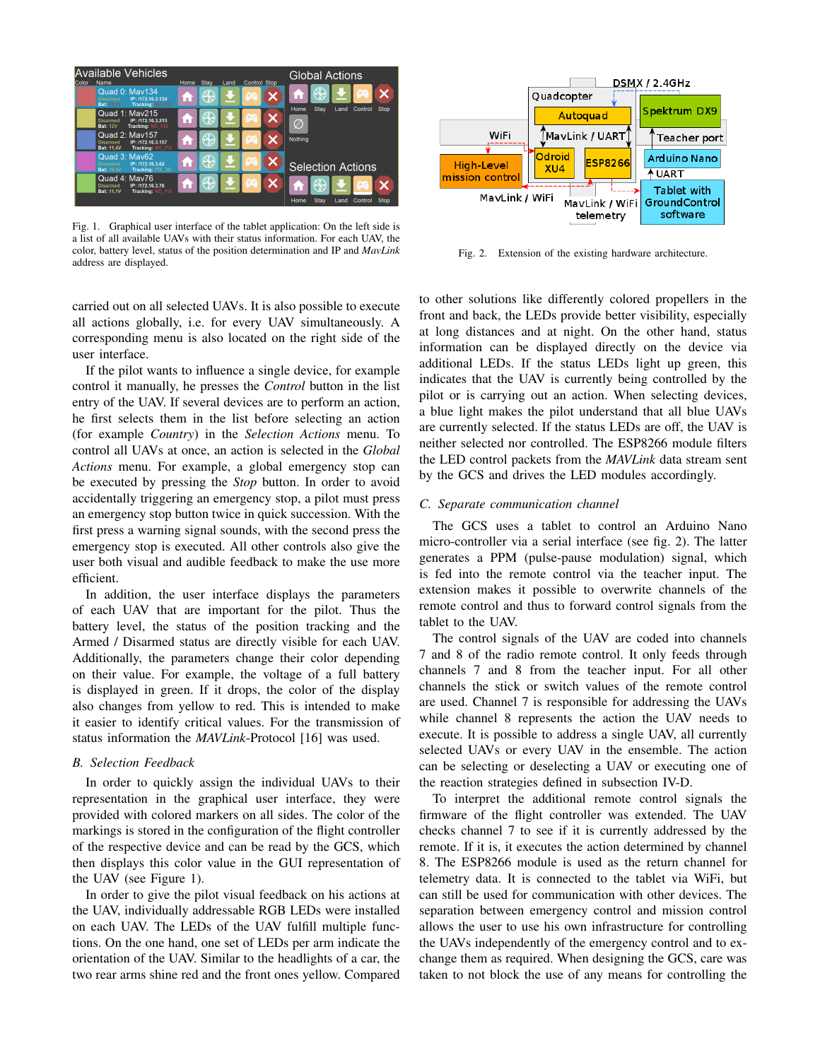Fig. 1. Graphical user interface of the tablet application: On the left side is a list of all available UAVs with their status information. For each UAV, the color, battery level, status of the position determination and IP and *MavLink* address are displayed.

Fig. 2. Extension of the existing hardware architecture.

carried out on all selected UAVs. It is also possible to execute all actions globally, i.e. for every UAV simultaneously. A corresponding menu is also located on the right side of the user interface.

If the pilot wants to influence a single device, for example control it manually, he presses the *Control* button in the list entry of the UAV. If several devices are to perform an action, he first selects them in the list before selecting an action (for example *Country*) in the *Selection Actions* menu. To control all UAVs at once, an action is selected in the *Global Actions* menu. For example, a global emergency stop can be executed by pressing the *Stop* button. In order to avoid accidentally triggering an emergency stop, a pilot must press an emergency stop button twice in quick succession. With the first press a warning signal sounds, with the second press the emergency stop is executed. All other controls also give the user both visual and audible feedback to make the use more efficient.

In addition, the user interface displays the parameters of each UAV that are important for the pilot. Thus the battery level, the status of the position tracking and the Armed / Disarmed status are directly visible for each UAV. Additionally, the parameters change their color depending on their value. For example, the voltage of a full battery is displayed in green. If it drops, the color of the display also changes from yellow to red. This is intended to make it easier to identify critical values. For the transmission of status information the *MAVLink*-Protocol [16] was used.

### B. Selection Feedback

In order to quickly assign the individual UAVs to their representation in the graphical user interface, they were provided with colored markers on all sides. The color of the markings is stored in the configuration of the flight controller of the respective device and can be read by the GCS, which then displays this color value in the GUI representation of the UAV (see Figure 1).

In order to give the pilot visual feedback on his actions at the UAV, individually addressable RGB LEDs were installed on each UAV. The LEDs of the UAV fulfill multiple functions. On the one hand, one set of LEDs per arm indicate the orientation of the UAV. Similar to the headlights of a car, the two rear arms shine red and the front ones yellow. Compared to other solutions like differently colored propellers in the front and back, the LEDs provide better visibility, especially at long distances and at night. On the other hand, status information can be displayed directly on the device via additional LEDs. If the status LEDs light up green, this indicates that the UAV is currently being controlled by the pilot or is carrying out an action. When selecting devices, a blue light makes the pilot understand that all blue UAVs are currently selected. If the status LEDs are off, the UAV is neither selected nor controlled. The ESP8266 module filters the LED control packets from the *MAVLink* data stream sent by the GCS and drives the LED modules accordingly.

### C. Separate communication channel

The GCS uses a tablet to control an Arduino Nano micro-controller via a serial interface (see fig. 2). The latter generates a PPM (pulse-pause modulation) signal, which is fed into the remote control via the teacher input. The extension makes it possible to overwrite channels of the remote control and thus to forward control signals from the tablet to the UAV.

The control signals of the UAV are coded into channels 7 and 8 of the radio remote control. It only feeds through channels 7 and 8 from the teacher input. For all other channels the stick or switch values of the remote control are used. Channel 7 is responsible for addressing the UAVs while channel 8 represents the action the UAV needs to execute. It is possible to address a single UAV, all currently selected UAVs or every UAV in the ensemble. The action can be selecting or deselecting a UAV or executing one of the reaction strategies defined in subsection IV-D.

To interpret the additional remote control signals the firmware of the flight controller was extended. The UAV checks channel 7 to see if it is currently addressed by the remote. If it is, it executes the action determined by channel 8. The ESP8266 module is used as the return channel for telemetry data. It is connected to the tablet via WiFi, but can still be used for communication with other devices. The separation between emergency control and mission control allows the user to use his own infrastructure for controlling the UAVs independently of the emergency control and to exchange them as required. When designing the GCS, care was taken to not block the use of any means for controlling the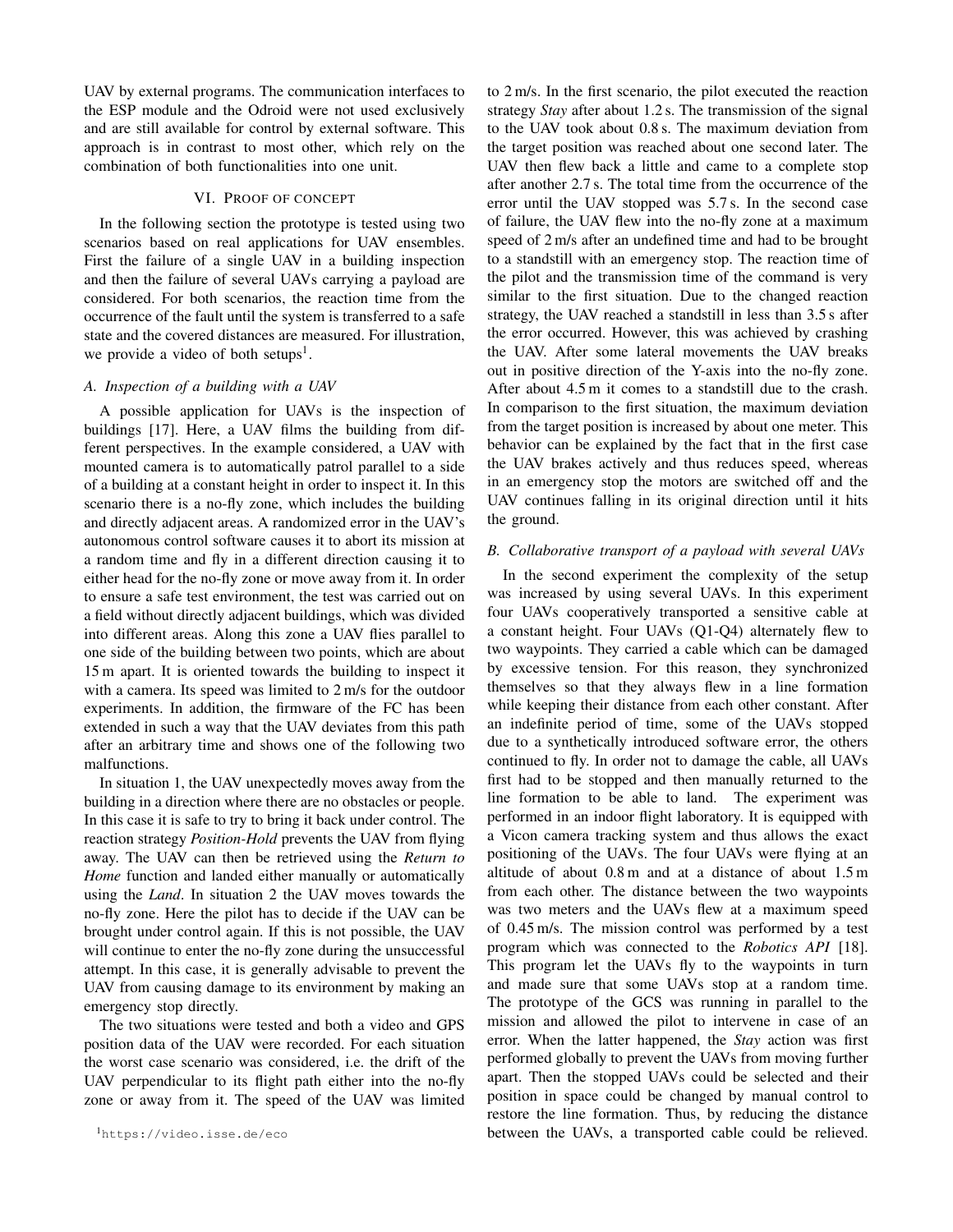UAV by external programs. The communication interfaces to the ESP module and the Odroid were not used exclusively and are still available for control by external software. This approach is in contrast to most other, which rely on the combination of both functionalities into one unit.

## VI. Proof of concept

In the following section the prototype is tested using two scenarios based on real applications for UAV ensembles. First the failure of a single UAV in a building inspection and then the failure of several UAVs carrying a payload are considered. For both scenarios, the reaction time from the occurrence of the fault until the system is transferred to a safe state and the covered distances are measured. For illustration, we provide a video of both setups[1].

### A. Inspection of a building with a UAV

A possible application for UAVs is the inspection of buildings [17]. Here, a UAV films the building from different perspectives. In the example considered, a UAV with mounted camera is to automatically patrol parallel to a side of a building at a constant height in order to inspect it. In this scenario there is a no-fly zone, which includes the building and directly adjacent areas. A randomized error in the UAV's autonomous control software causes it to abort its mission at a random time and fly in a different direction causing it to either head for the no-fly zone or move away from it. In order to ensure a safe test environment, the test was carried out on a field without directly adjacent buildings, which was divided into different areas. Along this zone a UAV flies parallel to one side of the building between two points, which are about 15 m apart. It is oriented towards the building to inspect it with a camera. Its speed was limited to 2 m/s for the outdoor experiments. In addition, the firmware of the FC has been extended in such a way that the UAV deviates from this path after an arbitrary time and shows one of the following two malfunctions.

In situation 1, the UAV unexpectedly moves away from the building in a direction where there are no obstacles or people. In this case it is safe to try to bring it back under control. The reaction strategy *Position-Hold* prevents the UAV from flying away. The UAV can then be retrieved using the *Return to Home* function and landed either manually or automatically using the *Land*. In situation 2 the UAV moves towards the no-fly zone. Here the pilot has to decide if the UAV can be brought under control again. If this is not possible, the UAV will continue to enter the no-fly zone during the unsuccessful attempt. In this case, it is generally advisable to prevent the UAV from causing damage to its environment by making an emergency stop directly.

The two situations were tested and both a video and GPS position data of the UAV were recorded. For each situation the worst case scenario was considered, i.e. the drift of the UAV perpendicular to its flight path either into the no-fly zone or away from it. The speed of the UAV was limited to 2 m/s. In the first scenario, the pilot executed the reaction strategy *Stay* after about 1.2 s. The transmission of the signal to the UAV took about 0.8 s. The maximum deviation from the target position was reached about one second later. The UAV then flew back a little and came to a complete stop after another 2.7 s. The total time from the occurrence of the error until the UAV stopped was 5.7 s. In the second case of failure, the UAV flew into the no-fly zone at a maximum speed of 2 m/s after an undefined time and had to be brought to a standstill with an emergency stop. The reaction time of the pilot and the transmission time of the command is very similar to the first situation. Due to the changed reaction strategy, the UAV reached a standstill in less than 3.5 s after the error occurred. However, this was achieved by crashing the UAV. After some lateral movements the UAV breaks out in positive direction of the Y-axis into the no-fly zone. After about 4.5 m it comes to a standstill due to the crash. In comparison to the first situation, the maximum deviation from the target position is increased by about one meter. This behavior can be explained by the fact that in the first case the UAV brakes actively and thus reduces speed, whereas in an emergency stop the motors are switched off and the UAV continues falling in its original direction until it hits the ground.

### B. Collaborative transport of a payload with several UAVs

In the second experiment the complexity of the setup was increased by using several UAVs. In this experiment four UAVs cooperatively transported a sensitive cable at a constant height. Four UAVs (Q1-Q4) alternately flew to two waypoints. They carried a cable which can be damaged by excessive tension. For this reason, they synchronized themselves so that they always flew in a line formation while keeping their distance from each other constant. After an indefinite period of time, some of the UAVs stopped due to a synthetically introduced software error, the others continued to fly. In order not to damage the cable, all UAVs first had to be stopped and then manually returned to the line formation to be able to land. The experiment was performed in an indoor flight laboratory. It is equipped with a Vicon camera tracking system and thus allows the exact positioning of the UAVs. The four UAVs were flying at an altitude of about 0.8 m and at a distance of about 1.5 m from each other. The distance between the two waypoints was two meters and the UAVs flew at a maximum speed of 0.45 m/s. The mission control was performed by a test program which was connected to the *Robotics API* [18]. This program let the UAVs fly to the waypoints in turn and made sure that some UAVs stop at a random time. The prototype of the GCS was running in parallel to the mission and allowed the pilot to intervene in case of an error. When the latter happened, the *Stay* action was first performed globally to prevent the UAVs from moving further apart. Then the stopped UAVs could be selected and their position in space could be changed by manual control to restore the line formation. Thus, by reducing the distance between the UAVs, a transported cable could be relieved.

[1] https://video.isse.de/eco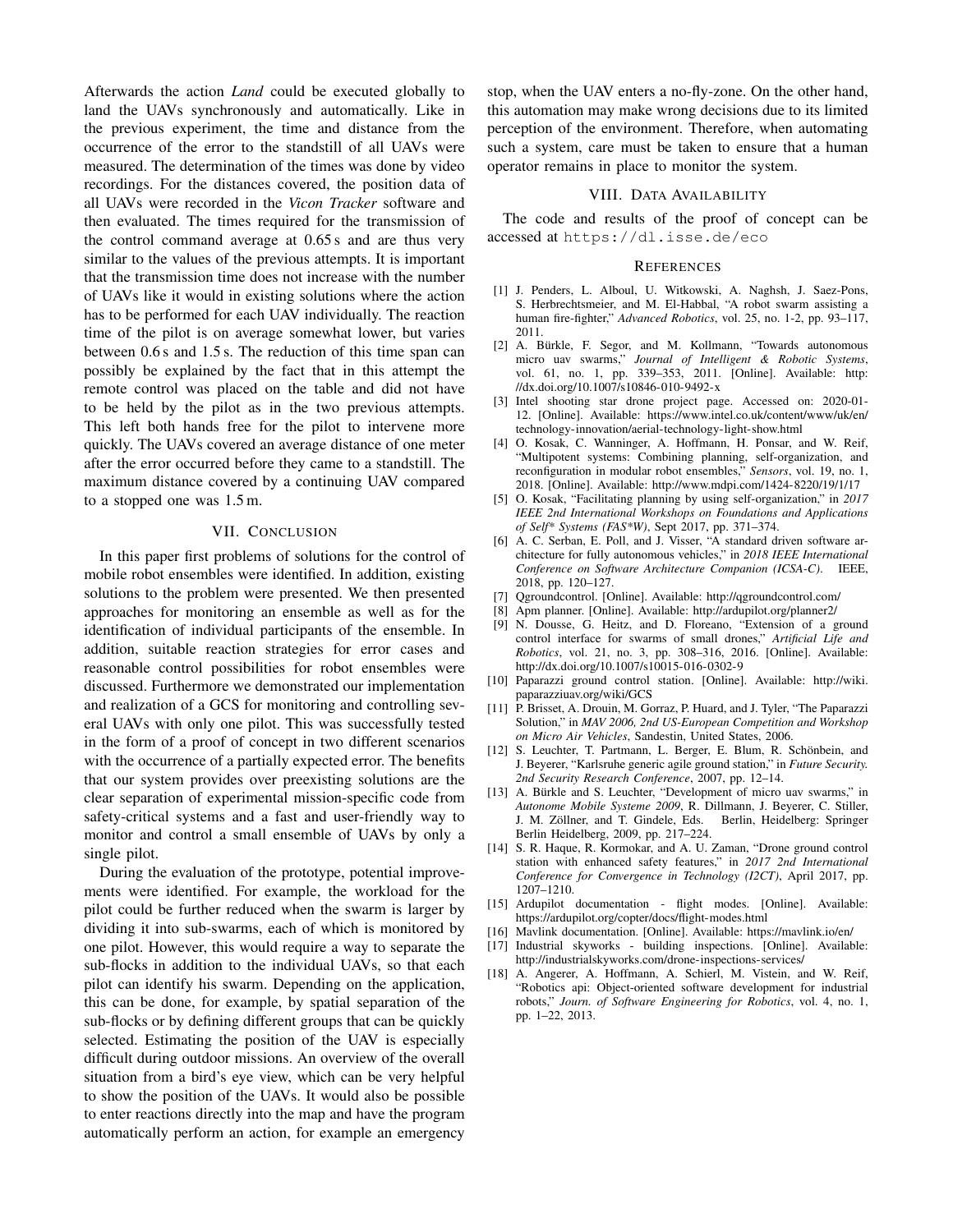Afterwards the action *Land* could be executed globally to land the UAVs synchronously and automatically. Like in the previous experiment, the time and distance from the occurrence of the error to the standstill of all UAVs were measured. The determination of the times was done by video recordings. For the distances covered, the position data of all UAVs were recorded in the *Vicon Tracker* software and then evaluated. The times required for the transmission of the control command average at 0.65 s and are thus very similar to the values of the previous attempts. It is important that the transmission time does not increase with the number of UAVs like it would in existing solutions where the action has to be performed for each UAV individually. The reaction time of the pilot is on average somewhat lower, but varies between 0.6 s and 1.5 s. The reduction of this time span can possibly be explained by the fact that in this attempt the remote control was placed on the table and did not have to be held by the pilot as in the two previous attempts. This left both hands free for the pilot to intervene more quickly. The UAVs covered an average distance of one meter after the error occurred before they came to a standstill. The maximum distance covered by a continuing UAV compared to a stopped one was 1.5 m.

## VII. Conclusion

In this paper first problems of solutions for the control of mobile robot ensembles were identified. In addition, existing solutions to the problem were presented. We then presented approaches for monitoring an ensemble as well as for the identification of individual participants of the ensemble. In addition, suitable reaction strategies for error cases and reasonable control possibilities for robot ensembles were discussed. Furthermore we demonstrated our implementation and realization of a GCS for monitoring and controlling several UAVs with only one pilot. This was successfully tested in the form of a proof of concept in two different scenarios with the occurrence of a partially expected error. The benefits that our system provides over preexisting solutions are the clear separation of experimental mission-specific code from safety-critical systems and a fast and user-friendly way to monitor and control a small ensemble of UAVs by only a single pilot.

During the evaluation of the prototype, potential improvements were identified. For example, the workload for the pilot could be further reduced when the swarm is larger by dividing it into sub-swarms, each of which is monitored by one pilot. However, this would require a way to separate the sub-flocks in addition to the individual UAVs, so that each pilot can identify his swarm. Depending on the application, this can be done, for example, by spatial separation of the sub-flocks or by defining different groups that can be quickly selected. Estimating the position of the UAV is especially difficult during outdoor missions. An overview of the overall situation from a bird's eye view, which can be very helpful to show the position of the UAVs. It would also be possible to enter reactions directly into the map and have the program automatically perform an action, for example an emergency stop, when the UAV enters a no-fly-zone. On the other hand, this automation may make wrong decisions due to its limited perception of the environment. Therefore, when automating such a system, care must be taken to ensure that a human operator remains in place to monitor the system.

## VIII. Data Availability

The code and results of the proof of concept can be accessed at `https://dl.isse.de/eco`

## References

[1] J. Penders, L. Alboul, U. Witkowski, A. Naghsh, J. Saez-Pons, S. Herbrechtsmeier, and M. El-Habbal, "A robot swarm assisting a human fire-fighter," *Advanced Robotics*, vol. 25, no. 1-2, pp. 93–117, 2011.

[2] A. Bürkle, F. Segor, and M. Kollmann, "Towards autonomous micro uav swarms," *Journal of Intelligent & Robotic Systems*, vol. 61, no. 1, pp. 339–353, 2011. [Online]. Available: http://dx.doi.org/10.1007/s10846-010-9492-x

[3] Intel shooting star drone project page. Accessed on: 2020-01-12. [Online]. Available: https://www.intel.co.uk/content/www/uk/en/technology-innovation/aerial-technology-light-show.html

[4] O. Kosak, C. Wanninger, A. Hoffmann, H. Ponsar, and W. Reif, "Multipotent systems: Combining planning, self-organization, and reconfiguration in modular robot ensembles," *Sensors*, vol. 19, no. 1, 2018. [Online]. Available: http://www.mdpi.com/1424-8220/19/1/17

[5] O. Kosak, "Facilitating planning by using self-organization," in *2017 IEEE 2nd International Workshops on Foundations and Applications of Self* Systems (FAS*W)*, Sept 2017, pp. 371–374.

[6] A. C. Serban, E. Poll, and J. Visser, "A standard driven software architecture for fully autonomous vehicles," in *2018 IEEE International Conference on Software Architecture Companion (ICSA-C)*. IEEE, 2018, pp. 120–127.

[7] Qgroundcontrol. [Online]. Available: http://qgroundcontrol.com/

[8] Apm planner. [Online]. Available: http://ardupilot.org/planner2/

[9] N. Dousse, G. Heitz, and D. Floreano, "Extension of a ground control interface for swarms of small drones," *Artificial Life and Robotics*, vol. 21, no. 3, pp. 308–316, 2016. [Online]. Available: http://dx.doi.org/10.1007/s10015-016-0302-9

[10] Paparazzi ground control station. [Online]. Available: http://wiki.paparazziuav.org/wiki/GCS

[11] P. Brisset, A. Drouin, M. Gorraz, P. Huard, and J. Tyler, "The Paparazzi Solution," in *MAV 2006, 2nd US-European Competition and Workshop on Micro Air Vehicles*, Sandestin, United States, 2006.

[12] S. Leuchter, T. Partmann, L. Berger, E. Blum, R. Schönbein, and J. Beyerer, "Karlsruhe generic agile ground station," in *Future Security. 2nd Security Research Conference*, 2007, pp. 12–14.

[13] A. Bürkle and S. Leuchter, "Development of micro uav swarms," in *Autonome Mobile Systeme 2009*, R. Dillmann, J. Beyerer, C. Stiller, J. M. Zöllner, and T. Gindele, Eds. Berlin, Heidelberg: Springer Berlin Heidelberg, 2009, pp. 217–224.

[14] S. R. Haque, R. Kormokar, and A. U. Zaman, "Drone ground control station with enhanced safety features," in *2017 2nd International Conference for Convergence in Technology (I2CT)*, April 2017, pp. 1207–1210.

[15] Ardupilot documentation - flight modes. [Online]. Available: https://ardupilot.org/copter/docs/flight-modes.html

[16] Mavlink documentation. [Online]. Available: https://mavlink.io/en/

[17] Industrial skyworks - building inspections. [Online]. Available: http://industrialskyworks.com/drone-inspections-services/

[18] A. Angerer, A. Hoffmann, A. Schierl, M. Vistein, and W. Reif, "Robotics api: Object-oriented software development for industrial robots," *Journ. of Software Engineering for Robotics*, vol. 4, no. 1, pp. 1–22, 2013.